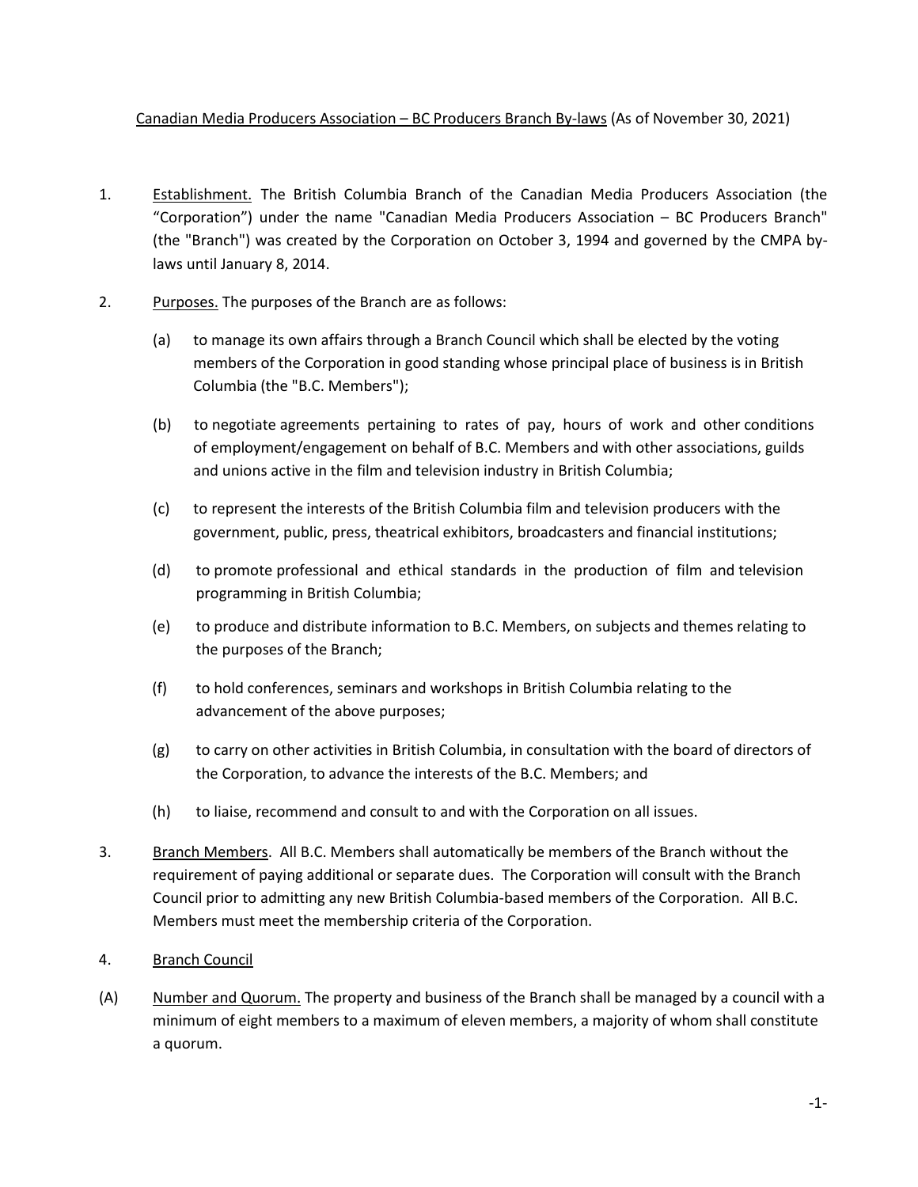Canadian Media Producers Association – BC Producers Branch By-laws (As of November 30, 2021)

1. Establishment. The British Columbia Branch of the Canadian Media Producers Association (the "Corporation") under the name "Canadian Media Producers Association – BC Producers Branch" (the "Branch") was created by the Corporation on October 3, 1994 and governed by the CMPA by-laws until January 8, 2014.

2. Purposes. The purposes of the Branch are as follows:

   (a) to manage its own affairs through a Branch Council which shall be elected by the voting members of the Corporation in good standing whose principal place of business is in British Columbia (the "B.C. Members");

   (b) to negotiate agreements pertaining to rates of pay, hours of work and other conditions of employment/engagement on behalf of B.C. Members and with other associations, guilds and unions active in the film and television industry in British Columbia;

   (c) to represent the interests of the British Columbia film and television producers with the government, public, press, theatrical exhibitors, broadcasters and financial institutions;

   (d) to promote professional and ethical standards in the production of film and television programming in British Columbia;

   (e) to produce and distribute information to B.C. Members, on subjects and themes relating to the purposes of the Branch;

   (f) to hold conferences, seminars and workshops in British Columbia relating to the advancement of the above purposes;

   (g) to carry on other activities in British Columbia, in consultation with the board of directors of the Corporation, to advance the interests of the B.C. Members; and

   (h) to liaise, recommend and consult to and with the Corporation on all issues.

3. Branch Members. All B.C. Members shall automatically be members of the Branch without the requirement of paying additional or separate dues. The Corporation will consult with the Branch Council prior to admitting any new British Columbia-based members of the Corporation. All B.C. Members must meet the membership criteria of the Corporation.

4. Branch Council

(A) Number and Quorum. The property and business of the Branch shall be managed by a council with a minimum of eight members to a maximum of eleven members, a majority of whom shall constitute a quorum.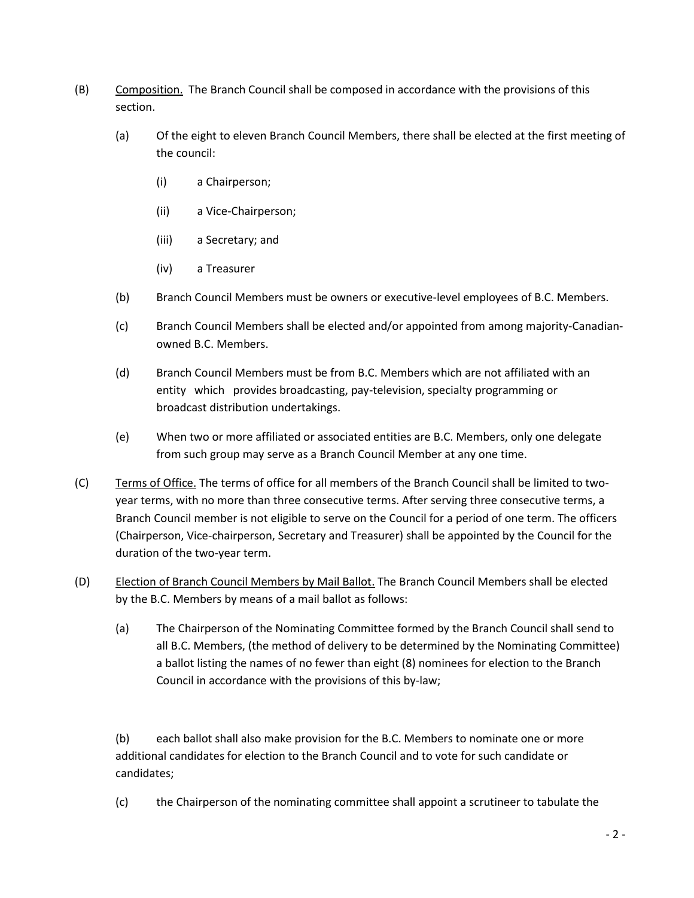(B) <u>Composition.</u> The Branch Council shall be composed in accordance with the provisions of this section.

(a) Of the eight to eleven Branch Council Members, there shall be elected at the first meeting of the council:

(i) a Chairperson;

(ii) a Vice-Chairperson;

(iii) a Secretary; and

(iv) a Treasurer

(b) Branch Council Members must be owners or executive-level employees of B.C. Members.

(c) Branch Council Members shall be elected and/or appointed from among majority-Canadian-owned B.C. Members.

(d) Branch Council Members must be from B.C. Members which are not affiliated with an entity which provides broadcasting, pay-television, specialty programming or broadcast distribution undertakings.

(e) When two or more affiliated or associated entities are B.C. Members, only one delegate from such group may serve as a Branch Council Member at any one time.

(C) <u>Terms of Office.</u> The terms of office for all members of the Branch Council shall be limited to two-year terms, with no more than three consecutive terms. After serving three consecutive terms, a Branch Council member is not eligible to serve on the Council for a period of one term. The officers (Chairperson, Vice-chairperson, Secretary and Treasurer) shall be appointed by the Council for the duration of the two-year term.

(D) <u>Election of Branch Council Members by Mail Ballot.</u> The Branch Council Members shall be elected by the B.C. Members by means of a mail ballot as follows:

(a) The Chairperson of the Nominating Committee formed by the Branch Council shall send to all B.C. Members, (the method of delivery to be determined by the Nominating Committee) a ballot listing the names of no fewer than eight (8) nominees for election to the Branch Council in accordance with the provisions of this by-law;

(b) each ballot shall also make provision for the B.C. Members to nominate one or more additional candidates for election to the Branch Council and to vote for such candidate or candidates;

(c) the Chairperson of the nominating committee shall appoint a scrutineer to tabulate the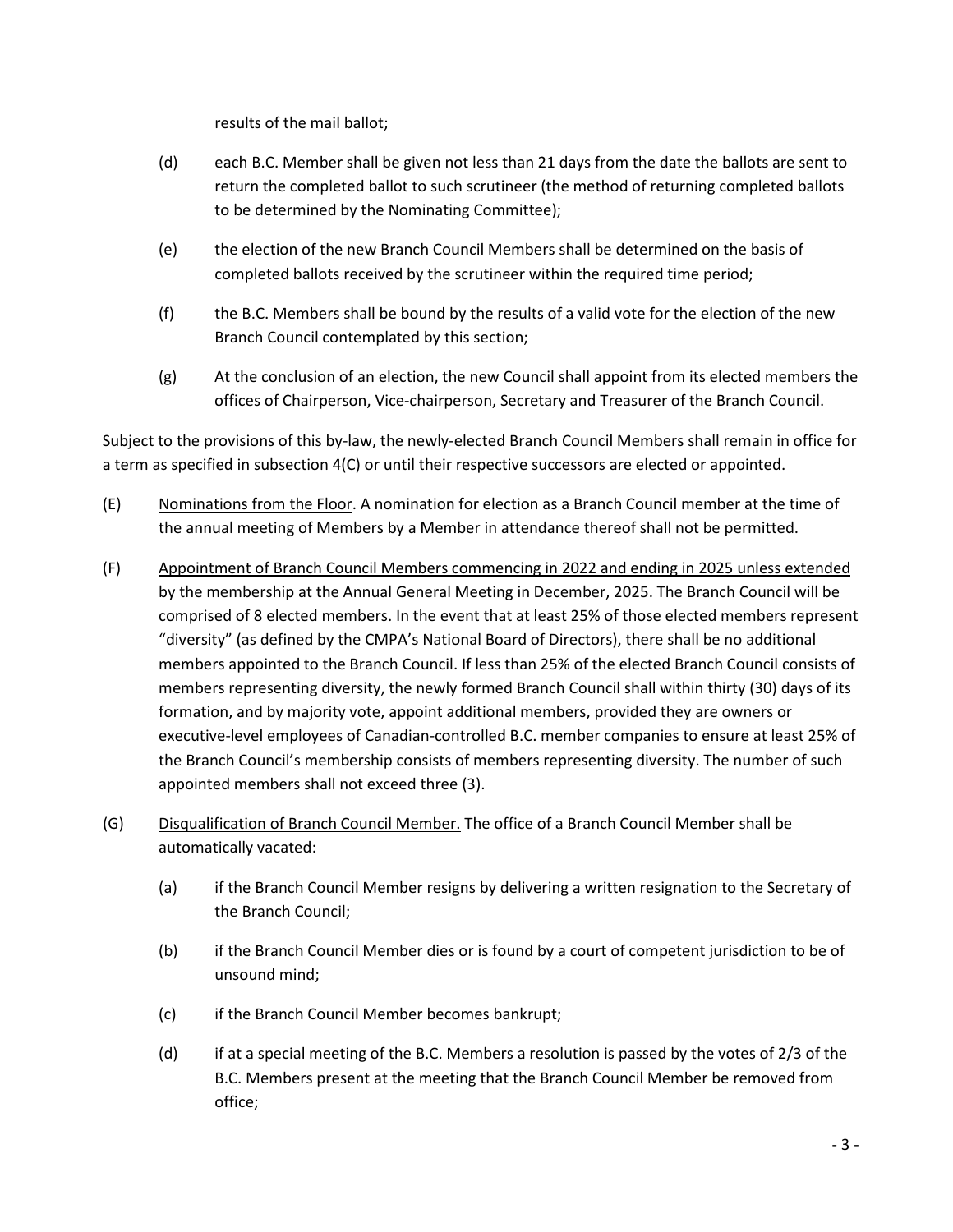results of the mail ballot;

(d) each B.C. Member shall be given not less than 21 days from the date the ballots are sent to return the completed ballot to such scrutineer (the method of returning completed ballots to be determined by the Nominating Committee);

(e) the election of the new Branch Council Members shall be determined on the basis of completed ballots received by the scrutineer within the required time period;

(f) the B.C. Members shall be bound by the results of a valid vote for the election of the new Branch Council contemplated by this section;

(g) At the conclusion of an election, the new Council shall appoint from its elected members the offices of Chairperson, Vice-chairperson, Secretary and Treasurer of the Branch Council.

Subject to the provisions of this by-law, the newly-elected Branch Council Members shall remain in office for a term as specified in subsection 4(C) or until their respective successors are elected or appointed.

(E) <u>Nominations from the Floor</u>. A nomination for election as a Branch Council member at the time of the annual meeting of Members by a Member in attendance thereof shall not be permitted.

(F) <u>Appointment of Branch Council Members commencing in 2022 and ending in 2025 unless extended by the membership at the Annual General Meeting in December, 2025</u>. The Branch Council will be comprised of 8 elected members. In the event that at least 25% of those elected members represent "diversity" (as defined by the CMPA's National Board of Directors), there shall be no additional members appointed to the Branch Council. If less than 25% of the elected Branch Council consists of members representing diversity, the newly formed Branch Council shall within thirty (30) days of its formation, and by majority vote, appoint additional members, provided they are owners or executive-level employees of Canadian-controlled B.C. member companies to ensure at least 25% of the Branch Council's membership consists of members representing diversity. The number of such appointed members shall not exceed three (3).

(G) <u>Disqualification of Branch Council Member.</u> The office of a Branch Council Member shall be automatically vacated:

(a) if the Branch Council Member resigns by delivering a written resignation to the Secretary of the Branch Council;

(b) if the Branch Council Member dies or is found by a court of competent jurisdiction to be of unsound mind;

(c) if the Branch Council Member becomes bankrupt;

(d) if at a special meeting of the B.C. Members a resolution is passed by the votes of 2/3 of the B.C. Members present at the meeting that the Branch Council Member be removed from office;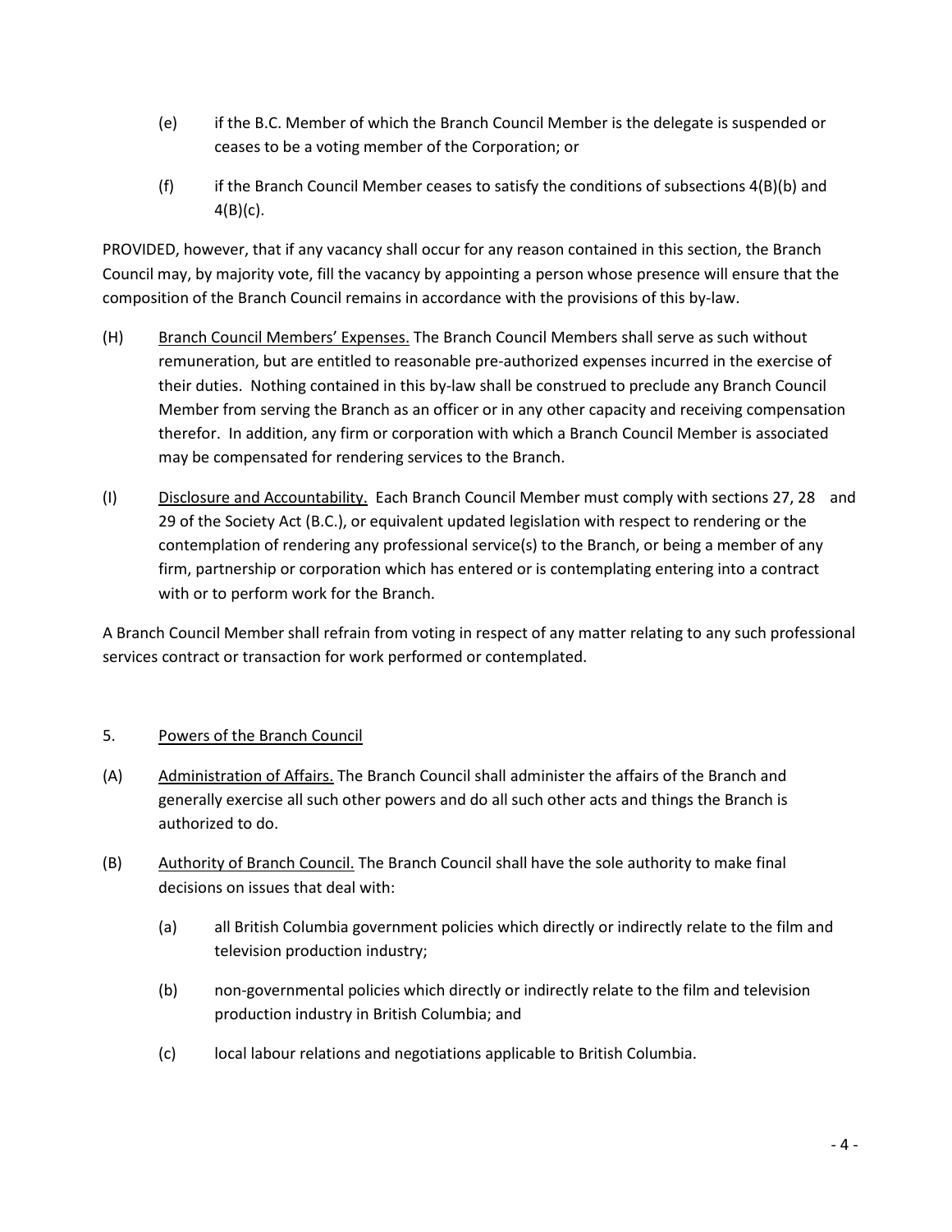(e) if the B.C. Member of which the Branch Council Member is the delegate is suspended or ceases to be a voting member of the Corporation; or

(f) if the Branch Council Member ceases to satisfy the conditions of subsections 4(B)(b) and 4(B)(c).

PROVIDED, however, that if any vacancy shall occur for any reason contained in this section, the Branch Council may, by majority vote, fill the vacancy by appointing a person whose presence will ensure that the composition of the Branch Council remains in accordance with the provisions of this by-law.

(H) Branch Council Members' Expenses. The Branch Council Members shall serve as such without remuneration, but are entitled to reasonable pre-authorized expenses incurred in the exercise of their duties. Nothing contained in this by-law shall be construed to preclude any Branch Council Member from serving the Branch as an officer or in any other capacity and receiving compensation therefor. In addition, any firm or corporation with which a Branch Council Member is associated may be compensated for rendering services to the Branch.

(I) Disclosure and Accountability. Each Branch Council Member must comply with sections 27, 28 and 29 of the Society Act (B.C.), or equivalent updated legislation with respect to rendering or the contemplation of rendering any professional service(s) to the Branch, or being a member of any firm, partnership or corporation which has entered or is contemplating entering into a contract with or to perform work for the Branch.

A Branch Council Member shall refrain from voting in respect of any matter relating to any such professional services contract or transaction for work performed or contemplated.

5. Powers of the Branch Council

(A) Administration of Affairs. The Branch Council shall administer the affairs of the Branch and generally exercise all such other powers and do all such other acts and things the Branch is authorized to do.

(B) Authority of Branch Council. The Branch Council shall have the sole authority to make final decisions on issues that deal with:

(a) all British Columbia government policies which directly or indirectly relate to the film and television production industry;

(b) non-governmental policies which directly or indirectly relate to the film and television production industry in British Columbia; and

(c) local labour relations and negotiations applicable to British Columbia.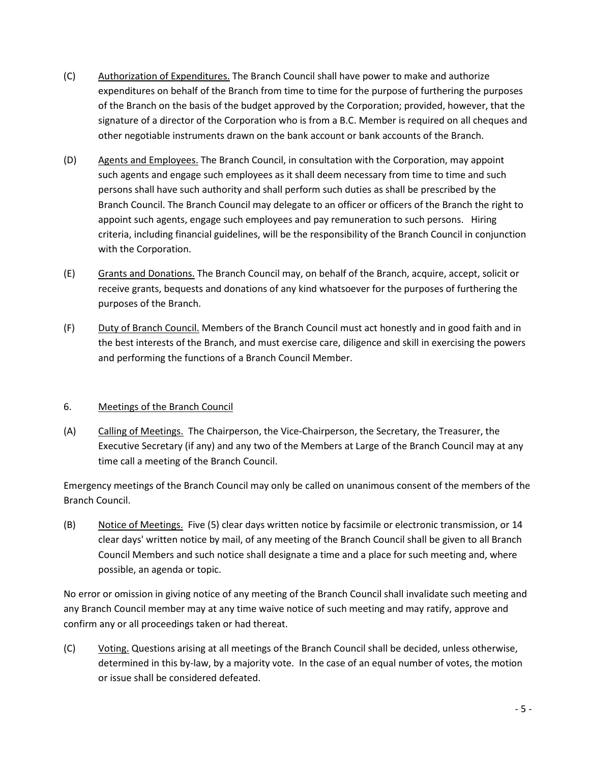(C) Authorization of Expenditures. The Branch Council shall have power to make and authorize expenditures on behalf of the Branch from time to time for the purpose of furthering the purposes of the Branch on the basis of the budget approved by the Corporation; provided, however, that the signature of a director of the Corporation who is from a B.C. Member is required on all cheques and other negotiable instruments drawn on the bank account or bank accounts of the Branch.

(D) Agents and Employees. The Branch Council, in consultation with the Corporation, may appoint such agents and engage such employees as it shall deem necessary from time to time and such persons shall have such authority and shall perform such duties as shall be prescribed by the Branch Council. The Branch Council may delegate to an officer or officers of the Branch the right to appoint such agents, engage such employees and pay remuneration to such persons. Hiring criteria, including financial guidelines, will be the responsibility of the Branch Council in conjunction with the Corporation.

(E) Grants and Donations. The Branch Council may, on behalf of the Branch, acquire, accept, solicit or receive grants, bequests and donations of any kind whatsoever for the purposes of furthering the purposes of the Branch.

(F) Duty of Branch Council. Members of the Branch Council must act honestly and in good faith and in the best interests of the Branch, and must exercise care, diligence and skill in exercising the powers and performing the functions of a Branch Council Member.

## 6. Meetings of the Branch Council

(A) Calling of Meetings. The Chairperson, the Vice-Chairperson, the Secretary, the Treasurer, the Executive Secretary (if any) and any two of the Members at Large of the Branch Council may at any time call a meeting of the Branch Council.

Emergency meetings of the Branch Council may only be called on unanimous consent of the members of the Branch Council.

(B) Notice of Meetings. Five (5) clear days written notice by facsimile or electronic transmission, or 14 clear days' written notice by mail, of any meeting of the Branch Council shall be given to all Branch Council Members and such notice shall designate a time and a place for such meeting and, where possible, an agenda or topic.

No error or omission in giving notice of any meeting of the Branch Council shall invalidate such meeting and any Branch Council member may at any time waive notice of such meeting and may ratify, approve and confirm any or all proceedings taken or had thereat.

(C) Voting. Questions arising at all meetings of the Branch Council shall be decided, unless otherwise, determined in this by-law, by a majority vote. In the case of an equal number of votes, the motion or issue shall be considered defeated.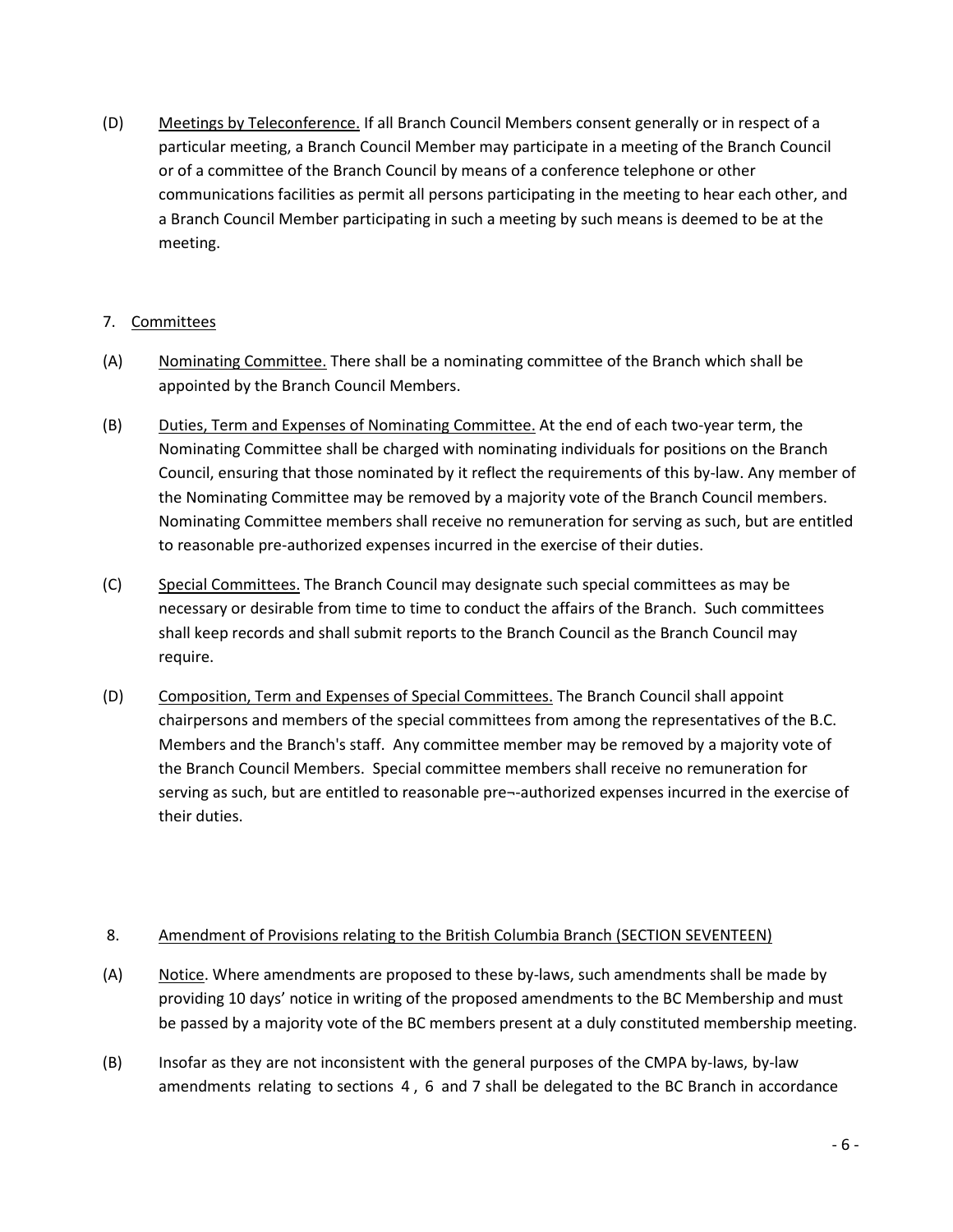(D) Meetings by Teleconference. If all Branch Council Members consent generally or in respect of a particular meeting, a Branch Council Member may participate in a meeting of the Branch Council or of a committee of the Branch Council by means of a conference telephone or other communications facilities as permit all persons participating in the meeting to hear each other, and a Branch Council Member participating in such a meeting by such means is deemed to be at the meeting.

## 7. Committees

(A) Nominating Committee. There shall be a nominating committee of the Branch which shall be appointed by the Branch Council Members.

(B) Duties, Term and Expenses of Nominating Committee. At the end of each two-year term, the Nominating Committee shall be charged with nominating individuals for positions on the Branch Council, ensuring that those nominated by it reflect the requirements of this by-law. Any member of the Nominating Committee may be removed by a majority vote of the Branch Council members. Nominating Committee members shall receive no remuneration for serving as such, but are entitled to reasonable pre-authorized expenses incurred in the exercise of their duties.

(C) Special Committees. The Branch Council may designate such special committees as may be necessary or desirable from time to time to conduct the affairs of the Branch. Such committees shall keep records and shall submit reports to the Branch Council as the Branch Council may require.

(D) Composition, Term and Expenses of Special Committees. The Branch Council shall appoint chairpersons and members of the special committees from among the representatives of the B.C. Members and the Branch's staff. Any committee member may be removed by a majority vote of the Branch Council Members. Special committee members shall receive no remuneration for serving as such, but are entitled to reasonable pre¬-authorized expenses incurred in the exercise of their duties.

## 8. Amendment of Provisions relating to the British Columbia Branch (SECTION SEVENTEEN)

(A) Notice. Where amendments are proposed to these by-laws, such amendments shall be made by providing 10 days' notice in writing of the proposed amendments to the BC Membership and must be passed by a majority vote of the BC members present at a duly constituted membership meeting.

(B) Insofar as they are not inconsistent with the general purposes of the CMPA by-laws, by-law amendments relating to sections 4 , 6 and 7 shall be delegated to the BC Branch in accordance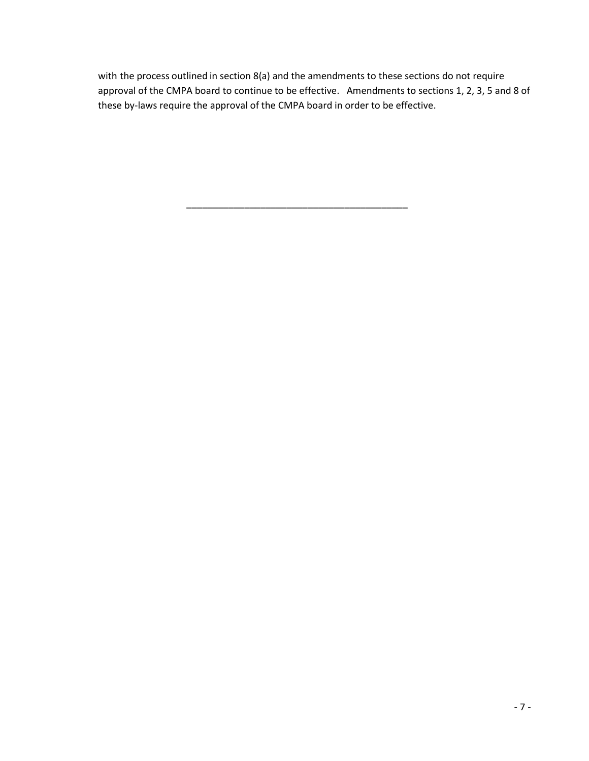with the process outlined in section 8(a) and the amendments to these sections do not require approval of the CMPA board to continue to be effective. Amendments to sections 1, 2, 3, 5 and 8 of these by-laws require the approval of the CMPA board in order to be effective.

---